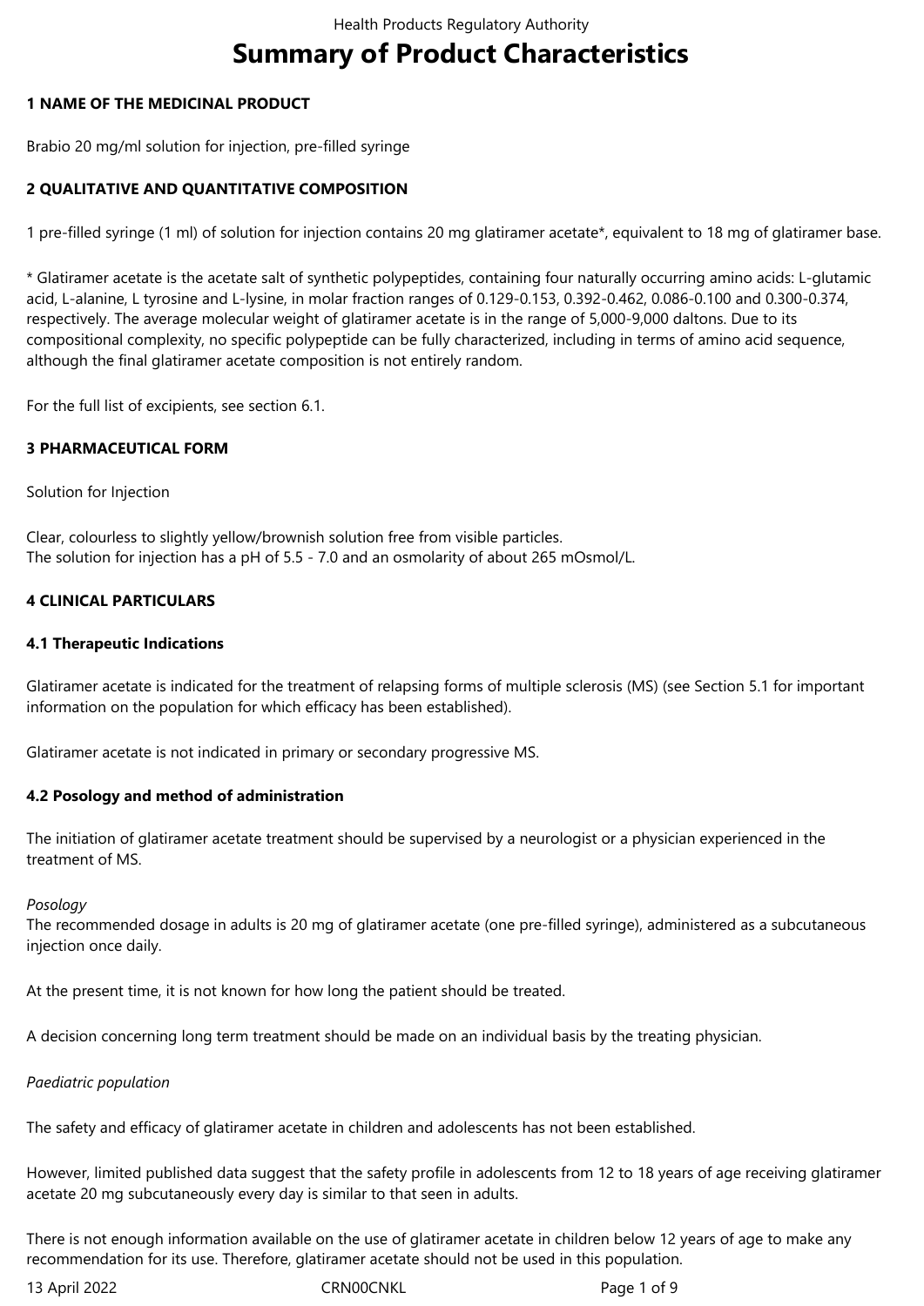# Summary of Product Characteristics

## 1 NAME OF THE MEDICINAL PRODUCT

Brabio 20 mg/ml solution for injection, pre-filled syringe

## 2 QUALITATIVE AND QUANTITATIVE COMPOSITION

1 pre-filled syringe (1 ml) of solution for injection contains 20 mg glatiramer acetate*, equivalent to 18 mg of glatiramer base.

* Glatiramer acetate is the acetate salt of synthetic polypeptides, containing four naturally occurring amino acids: L-glutamic acid, L-alanine, L tyrosine and L-lysine, in molar fraction ranges of 0.129-0.153, 0.392-0.462, 0.086-0.100 and 0.300-0.374, respectively. The average molecular weight of glatiramer acetate is in the range of 5,000-9,000 daltons. Due to its compositional complexity, no specific polypeptide can be fully characterized, including in terms of amino acid sequence, although the final glatiramer acetate composition is not entirely random.

For the full list of excipients, see section 6.1.

## 3 PHARMACEUTICAL FORM

Solution for Injection

Clear, colourless to slightly yellow/brownish solution free from visible particles.
The solution for injection has a pH of 5.5 - 7.0 and an osmolarity of about 265 mOsmol/L.

## 4 CLINICAL PARTICULARS

### 4.1 Therapeutic Indications

Glatiramer acetate is indicated for the treatment of relapsing forms of multiple sclerosis (MS) (see Section 5.1 for important information on the population for which efficacy has been established).

Glatiramer acetate is not indicated in primary or secondary progressive MS.

### 4.2 Posology and method of administration

The initiation of glatiramer acetate treatment should be supervised by a neurologist or a physician experienced in the treatment of MS.

*Posology*
The recommended dosage in adults is 20 mg of glatiramer acetate (one pre-filled syringe), administered as a subcutaneous injection once daily.

At the present time, it is not known for how long the patient should be treated.

A decision concerning long term treatment should be made on an individual basis by the treating physician.

*Paediatric population*

The safety and efficacy of glatiramer acetate in children and adolescents has not been established.

However, limited published data suggest that the safety profile in adolescents from 12 to 18 years of age receiving glatiramer acetate 20 mg subcutaneously every day is similar to that seen in adults.

There is not enough information available on the use of glatiramer acetate in children below 12 years of age to make any recommendation for its use. Therefore, glatiramer acetate should not be used in this population.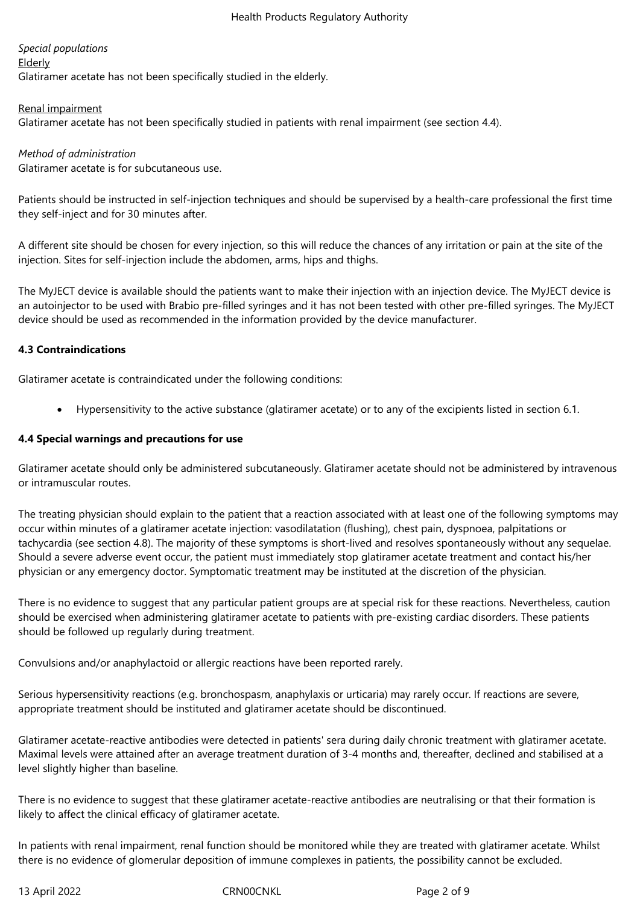*Special populations*

Elderly

Glatiramer acetate has not been specifically studied in the elderly.

Renal impairment

Glatiramer acetate has not been specifically studied in patients with renal impairment (see section 4.4).

*Method of administration*

Glatiramer acetate is for subcutaneous use.

Patients should be instructed in self-injection techniques and should be supervised by a health-care professional the first time they self-inject and for 30 minutes after.

A different site should be chosen for every injection, so this will reduce the chances of any irritation or pain at the site of the injection. Sites for self-injection include the abdomen, arms, hips and thighs.

The MyJECT device is available should the patients want to make their injection with an injection device. The MyJECT device is an autoinjector to be used with Brabio pre-filled syringes and it has not been tested with other pre-filled syringes. The MyJECT device should be used as recommended in the information provided by the device manufacturer.

**4.3 Contraindications**

Glatiramer acetate is contraindicated under the following conditions:

- Hypersensitivity to the active substance (glatiramer acetate) or to any of the excipients listed in section 6.1.

**4.4 Special warnings and precautions for use**

Glatiramer acetate should only be administered subcutaneously. Glatiramer acetate should not be administered by intravenous or intramuscular routes.

The treating physician should explain to the patient that a reaction associated with at least one of the following symptoms may occur within minutes of a glatiramer acetate injection: vasodilatation (flushing), chest pain, dyspnoea, palpitations or tachycardia (see section 4.8). The majority of these symptoms is short-lived and resolves spontaneously without any sequelae. Should a severe adverse event occur, the patient must immediately stop glatiramer acetate treatment and contact his/her physician or any emergency doctor. Symptomatic treatment may be instituted at the discretion of the physician.

There is no evidence to suggest that any particular patient groups are at special risk for these reactions. Nevertheless, caution should be exercised when administering glatiramer acetate to patients with pre-existing cardiac disorders. These patients should be followed up regularly during treatment.

Convulsions and/or anaphylactoid or allergic reactions have been reported rarely.

Serious hypersensitivity reactions (e.g. bronchospasm, anaphylaxis or urticaria) may rarely occur. If reactions are severe, appropriate treatment should be instituted and glatiramer acetate should be discontinued.

Glatiramer acetate-reactive antibodies were detected in patients' sera during daily chronic treatment with glatiramer acetate. Maximal levels were attained after an average treatment duration of 3-4 months and, thereafter, declined and stabilised at a level slightly higher than baseline.

There is no evidence to suggest that these glatiramer acetate-reactive antibodies are neutralising or that their formation is likely to affect the clinical efficacy of glatiramer acetate.

In patients with renal impairment, renal function should be monitored while they are treated with glatiramer acetate. Whilst there is no evidence of glomerular deposition of immune complexes in patients, the possibility cannot be excluded.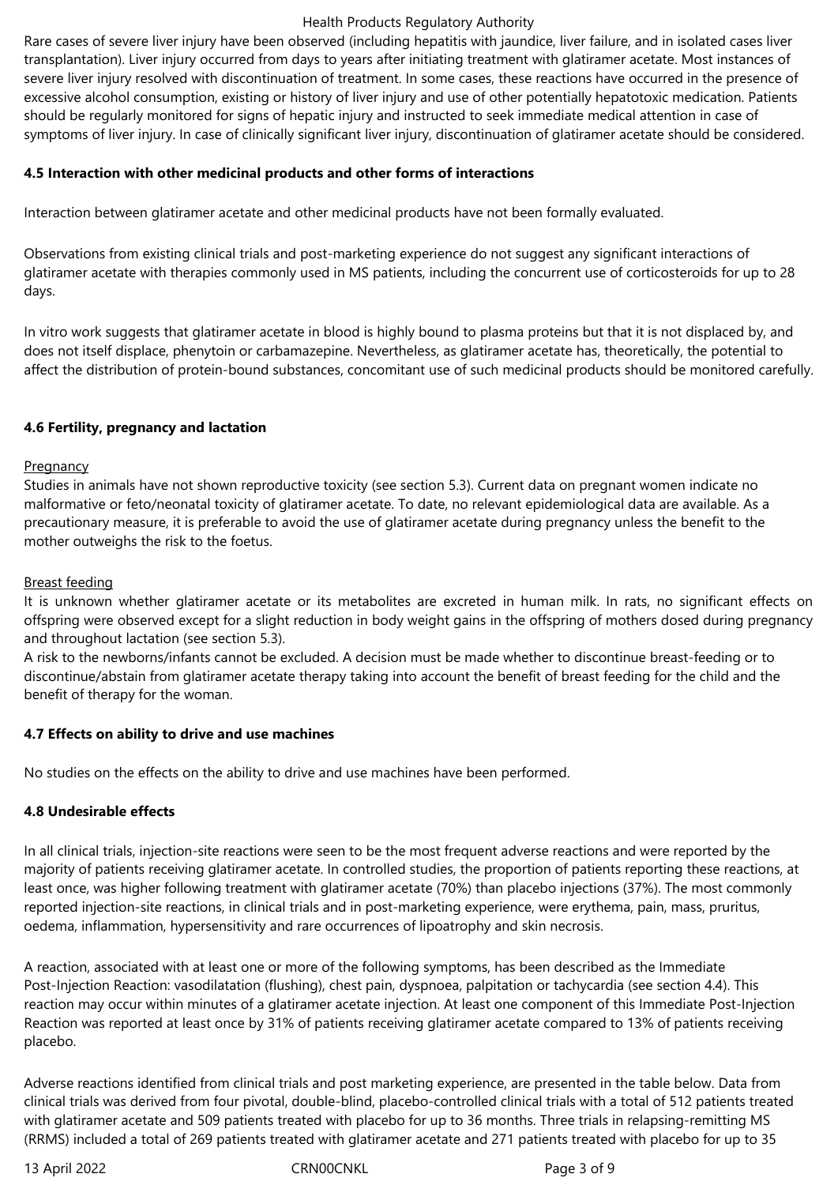Rare cases of severe liver injury have been observed (including hepatitis with jaundice, liver failure, and in isolated cases liver transplantation). Liver injury occurred from days to years after initiating treatment with glatiramer acetate. Most instances of severe liver injury resolved with discontinuation of treatment. In some cases, these reactions have occurred in the presence of excessive alcohol consumption, existing or history of liver injury and use of other potentially hepatotoxic medication. Patients should be regularly monitored for signs of hepatic injury and instructed to seek immediate medical attention in case of symptoms of liver injury. In case of clinically significant liver injury, discontinuation of glatiramer acetate should be considered.

**4.5 Interaction with other medicinal products and other forms of interactions**

Interaction between glatiramer acetate and other medicinal products have not been formally evaluated.

Observations from existing clinical trials and post-marketing experience do not suggest any significant interactions of glatiramer acetate with therapies commonly used in MS patients, including the concurrent use of corticosteroids for up to 28 days.

In vitro work suggests that glatiramer acetate in blood is highly bound to plasma proteins but that it is not displaced by, and does not itself displace, phenytoin or carbamazepine. Nevertheless, as glatiramer acetate has, theoretically, the potential to affect the distribution of protein-bound substances, concomitant use of such medicinal products should be monitored carefully.

**4.6 Fertility, pregnancy and lactation**

Pregnancy

Studies in animals have not shown reproductive toxicity (see section 5.3). Current data on pregnant women indicate no malformative or feto/neonatal toxicity of glatiramer acetate. To date, no relevant epidemiological data are available. As a precautionary measure, it is preferable to avoid the use of glatiramer acetate during pregnancy unless the benefit to the mother outweighs the risk to the foetus.

Breast feeding

It is unknown whether glatiramer acetate or its metabolites are excreted in human milk. In rats, no significant effects on offspring were observed except for a slight reduction in body weight gains in the offspring of mothers dosed during pregnancy and throughout lactation (see section 5.3).

A risk to the newborns/infants cannot be excluded. A decision must be made whether to discontinue breast-feeding or to discontinue/abstain from glatiramer acetate therapy taking into account the benefit of breast feeding for the child and the benefit of therapy for the woman.

**4.7 Effects on ability to drive and use machines**

No studies on the effects on the ability to drive and use machines have been performed.

**4.8 Undesirable effects**

In all clinical trials, injection-site reactions were seen to be the most frequent adverse reactions and were reported by the majority of patients receiving glatiramer acetate. In controlled studies, the proportion of patients reporting these reactions, at least once, was higher following treatment with glatiramer acetate (70%) than placebo injections (37%). The most commonly reported injection-site reactions, in clinical trials and in post-marketing experience, were erythema, pain, mass, pruritus, oedema, inflammation, hypersensitivity and rare occurrences of lipoatrophy and skin necrosis.

A reaction, associated with at least one or more of the following symptoms, has been described as the Immediate Post-Injection Reaction: vasodilatation (flushing), chest pain, dyspnoea, palpitation or tachycardia (see section 4.4). This reaction may occur within minutes of a glatiramer acetate injection. At least one component of this Immediate Post-Injection Reaction was reported at least once by 31% of patients receiving glatiramer acetate compared to 13% of patients receiving placebo.

Adverse reactions identified from clinical trials and post marketing experience, are presented in the table below. Data from clinical trials was derived from four pivotal, double-blind, placebo-controlled clinical trials with a total of 512 patients treated with glatiramer acetate and 509 patients treated with placebo for up to 36 months. Three trials in relapsing-remitting MS (RRMS) included a total of 269 patients treated with glatiramer acetate and 271 patients treated with placebo for up to 35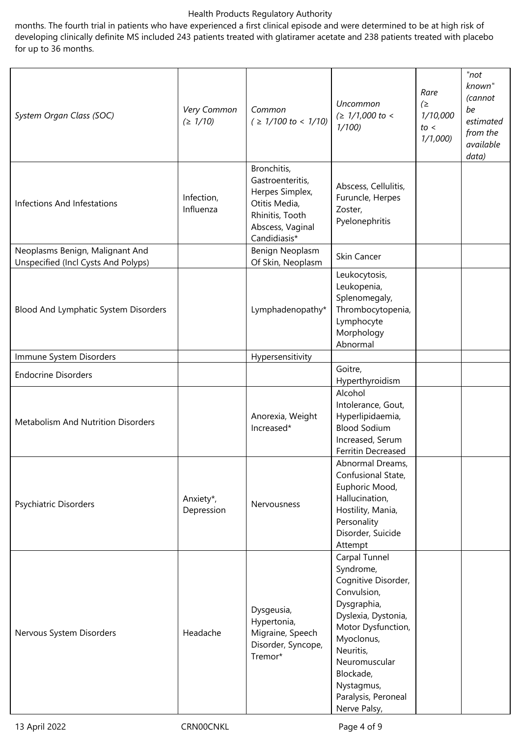months. The fourth trial in patients who have experienced a first clinical episode and were determined to be at high risk of developing clinically definite MS included 243 patients treated with glatiramer acetate and 238 patients treated with placebo for up to 36 months.

| *System Organ Class (SOC)* | *Very Common (≥ 1/10)* | *Common ( ≥ 1/100 to < 1/10)* | *Uncommon (≥ 1/1,000 to < 1/100)* | *Rare (≥ 1/10,000 to < 1/1,000)* | *"not known" (cannot be estimated from the available data)* |
|---|---|---|---|---|---|
| Infections And Infestations | Infection, Influenza | Bronchitis, Gastroenteritis, Herpes Simplex, Otitis Media, Rhinitis, Tooth Abscess, Vaginal Candidiasis* | Abscess, Cellulitis, Furuncle, Herpes Zoster, Pyelonephritis | | |
| Neoplasms Benign, Malignant And Unspecified (Incl Cysts And Polyps) | | Benign Neoplasm Of Skin, Neoplasm | Skin Cancer | | |
| Blood And Lymphatic System Disorders | | Lymphadenopathy* | Leukocytosis, Leukopenia, Splenomegaly, Thrombocytopenia, Lymphocyte Morphology Abnormal | | |
| Immune System Disorders | | Hypersensitivity | | | |
| Endocrine Disorders | | | Goitre, Hyperthyroidism | | |
| Metabolism And Nutrition Disorders | | Anorexia, Weight Increased* | Alcohol Intolerance, Gout, Hyperlipidaemia, Blood Sodium Increased, Serum Ferritin Decreased | | |
| Psychiatric Disorders | Anxiety*, Depression | Nervousness | Abnormal Dreams, Confusional State, Euphoric Mood, Hallucination, Hostility, Mania, Personality Disorder, Suicide Attempt | | |
| Nervous System Disorders | Headache | Dysgeusia, Hypertonia, Migraine, Speech Disorder, Syncope, Tremor* | Carpal Tunnel Syndrome, Cognitive Disorder, Convulsion, Dysgraphia, Dyslexia, Dystonia, Motor Dysfunction, Myoclonus, Neuritis, Neuromuscular Blockade, Nystagmus, Paralysis, Peroneal Nerve Palsy, | | |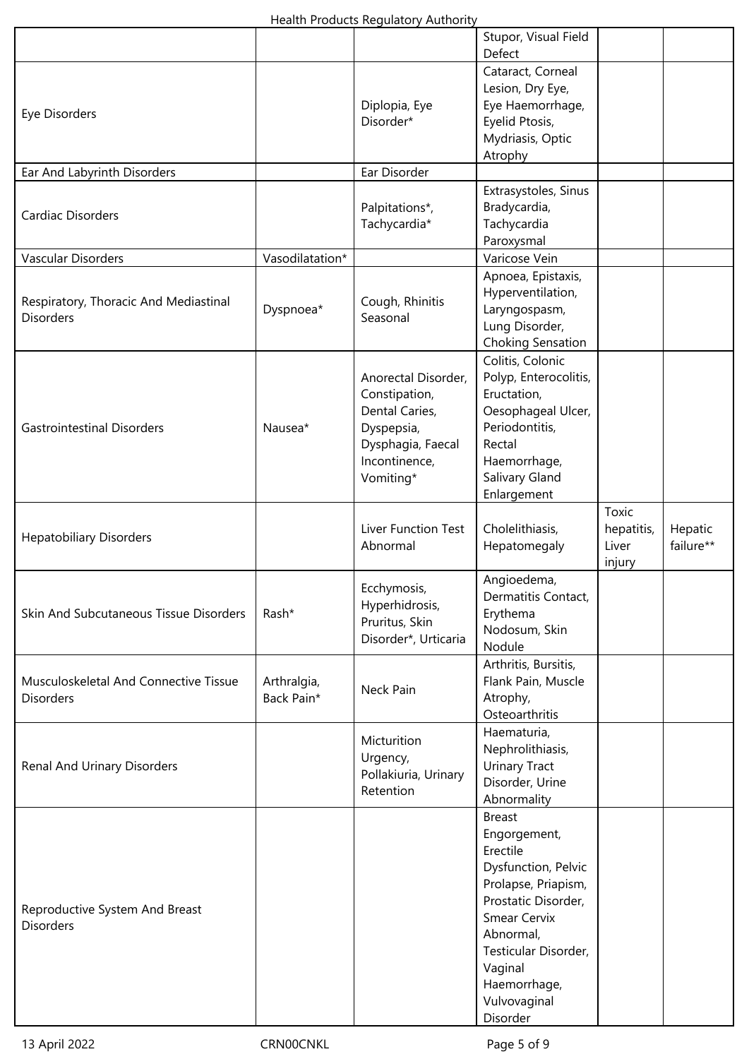| | | | | | |
|---|---|---|---|---|---|
| | | | Stupor, Visual Field Defect | | |
| Eye Disorders | | Diplopia, Eye Disorder* | Cataract, Corneal Lesion, Dry Eye, Eye Haemorrhage, Eyelid Ptosis, Mydriasis, Optic Atrophy | | |
| Ear And Labyrinth Disorders | | Ear Disorder | | | |
| Cardiac Disorders | | Palpitations*, Tachycardia* | Extrasystoles, Sinus Bradycardia, Tachycardia Paroxysmal | | |
| Vascular Disorders | Vasodilatation* | | Varicose Vein | | |
| Respiratory, Thoracic And Mediastinal Disorders | Dyspnoea* | Cough, Rhinitis Seasonal | Apnoea, Epistaxis, Hyperventilation, Laryngospasm, Lung Disorder, Choking Sensation | | |
| Gastrointestinal Disorders | Nausea* | Anorectal Disorder, Constipation, Dental Caries, Dyspepsia, Dysphagia, Faecal Incontinence, Vomiting* | Colitis, Colonic Polyp, Enterocolitis, Eructation, Oesophageal Ulcer, Periodontitis, Rectal Haemorrhage, Salivary Gland Enlargement | | |
| Hepatobiliary Disorders | | Liver Function Test Abnormal | Cholelithiasis, Hepatomegaly | Toxic hepatitis, Liver injury | Hepatic failure** |
| Skin And Subcutaneous Tissue Disorders | Rash* | Ecchymosis, Hyperhidrosis, Pruritus, Skin Disorder*, Urticaria | Angioedema, Dermatitis Contact, Erythema Nodosum, Skin Nodule | | |
| Musculoskeletal And Connective Tissue Disorders | Arthralgia, Back Pain* | Neck Pain | Arthritis, Bursitis, Flank Pain, Muscle Atrophy, Osteoarthritis | | |
| Renal And Urinary Disorders | | Micturition Urgency, Pollakiuria, Urinary Retention | Haematuria, Nephrolithiasis, Urinary Tract Disorder, Urine Abnormality | | |
| Reproductive System And Breast Disorders | | | Breast Engorgement, Erectile Dysfunction, Pelvic Prolapse, Priapism, Prostatic Disorder, Smear Cervix Abnormal, Testicular Disorder, Vaginal Haemorrhage, Vulvovaginal Disorder | | |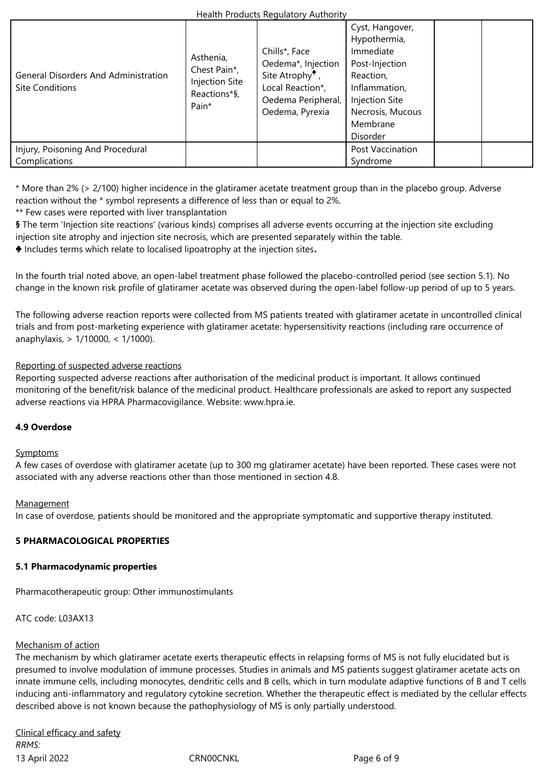| General Disorders And Administration Site Conditions | Asthenia, Chest Pain*, Injection Site Reactions*§, Pain* | Chills*, Face Oedema*, Injection Site Atrophy♣, Local Reaction*, Oedema Peripheral, Oedema, Pyrexia | Cyst, Hangover, Hypothermia, Immediate Post-Injection Reaction, Inflammation, Injection Site Necrosis, Mucous Membrane Disorder | | |
|---|---|---|---|---|---|
| Injury, Poisoning And Procedural Complications | | | Post Vaccination Syndrome | | |

* More than 2% (> 2/100) higher incidence in the glatiramer acetate treatment group than in the placebo group. Adverse reaction without the * symbol represents a difference of less than or equal to 2%.

** Few cases were reported with liver transplantation

**§** The term 'Injection site reactions' (various kinds) comprises all adverse events occurring at the injection site excluding injection site atrophy and injection site necrosis, which are presented separately within the table.

♣ Includes terms which relate to localised lipoatrophy at the injection sites**.**

In the fourth trial noted above, an open-label treatment phase followed the placebo-controlled period (see section 5.1). No change in the known risk profile of glatiramer acetate was observed during the open-label follow-up period of up to 5 years.

The following adverse reaction reports were collected from MS patients treated with glatiramer acetate in uncontrolled clinical trials and from post-marketing experience with glatiramer acetate: hypersensitivity reactions (including rare occurrence of anaphylaxis, > 1/10000, < 1/1000).

Reporting of suspected adverse reactions

Reporting suspected adverse reactions after authorisation of the medicinal product is important. It allows continued monitoring of the benefit/risk balance of the medicinal product. Healthcare professionals are asked to report any suspected adverse reactions via HPRA Pharmacovigilance. Website: www.hpra.ie.

**4.9 Overdose**

Symptoms

A few cases of overdose with glatiramer acetate (up to 300 mg glatiramer acetate) have been reported. These cases were not associated with any adverse reactions other than those mentioned in section 4.8.

Management

In case of overdose, patients should be monitored and the appropriate symptomatic and supportive therapy instituted.

**5 PHARMACOLOGICAL PROPERTIES**

**5.1 Pharmacodynamic properties**

Pharmacotherapeutic group: Other immunostimulants

ATC code: L03AX13

Mechanism of action

The mechanism by which glatiramer acetate exerts therapeutic effects in relapsing forms of MS is not fully elucidated but is presumed to involve modulation of immune processes. Studies in animals and MS patients suggest glatiramer acetate acts on innate immune cells, including monocytes, dendritic cells and B cells, which in turn modulate adaptive functions of B and T cells inducing anti-inflammatory and regulatory cytokine secretion. Whether the therapeutic effect is mediated by the cellular effects described above is not known because the pathophysiology of MS is only partially understood.

Clinical efficacy and safety

*RRMS:*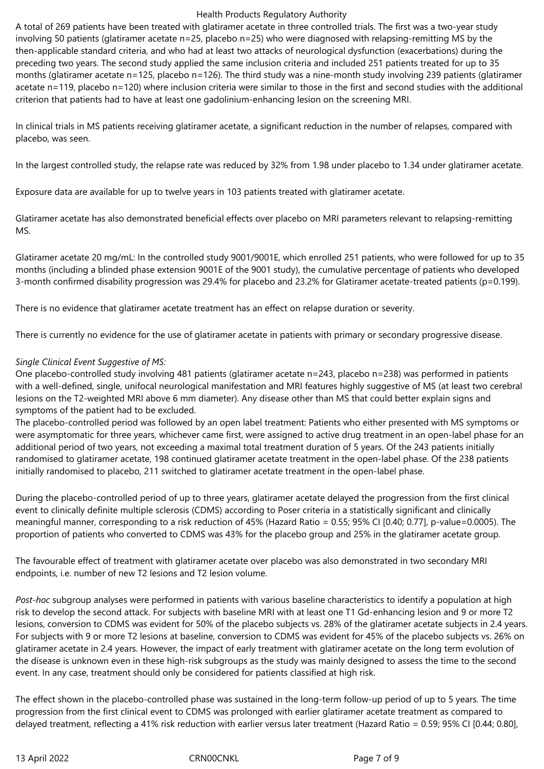A total of 269 patients have been treated with glatiramer acetate in three controlled trials. The first was a two-year study involving 50 patients (glatiramer acetate n=25, placebo n=25) who were diagnosed with relapsing-remitting MS by the then-applicable standard criteria, and who had at least two attacks of neurological dysfunction (exacerbations) during the preceding two years. The second study applied the same inclusion criteria and included 251 patients treated for up to 35 months (glatiramer acetate n=125, placebo n=126). The third study was a nine-month study involving 239 patients (glatiramer acetate n=119, placebo n=120) where inclusion criteria were similar to those in the first and second studies with the additional criterion that patients had to have at least one gadolinium-enhancing lesion on the screening MRI.

In clinical trials in MS patients receiving glatiramer acetate, a significant reduction in the number of relapses, compared with placebo, was seen.

In the largest controlled study, the relapse rate was reduced by 32% from 1.98 under placebo to 1.34 under glatiramer acetate.

Exposure data are available for up to twelve years in 103 patients treated with glatiramer acetate.

Glatiramer acetate has also demonstrated beneficial effects over placebo on MRI parameters relevant to relapsing-remitting MS.

Glatiramer acetate 20 mg/mL: In the controlled study 9001/9001E, which enrolled 251 patients, who were followed for up to 35 months (including a blinded phase extension 9001E of the 9001 study), the cumulative percentage of patients who developed 3-month confirmed disability progression was 29.4% for placebo and 23.2% for Glatiramer acetate-treated patients (p=0.199).

There is no evidence that glatiramer acetate treatment has an effect on relapse duration or severity.

There is currently no evidence for the use of glatiramer acetate in patients with primary or secondary progressive disease.

*Single Clinical Event Suggestive of MS:*
One placebo-controlled study involving 481 patients (glatiramer acetate n=243, placebo n=238) was performed in patients with a well-defined, single, unifocal neurological manifestation and MRI features highly suggestive of MS (at least two cerebral lesions on the T2-weighted MRI above 6 mm diameter). Any disease other than MS that could better explain signs and symptoms of the patient had to be excluded.
The placebo-controlled period was followed by an open label treatment: Patients who either presented with MS symptoms or were asymptomatic for three years, whichever came first, were assigned to active drug treatment in an open-label phase for an additional period of two years, not exceeding a maximal total treatment duration of 5 years. Of the 243 patients initially randomised to glatiramer acetate, 198 continued glatiramer acetate treatment in the open-label phase. Of the 238 patients initially randomised to placebo, 211 switched to glatiramer acetate treatment in the open-label phase.

During the placebo-controlled period of up to three years, glatiramer acetate delayed the progression from the first clinical event to clinically definite multiple sclerosis (CDMS) according to Poser criteria in a statistically significant and clinically meaningful manner, corresponding to a risk reduction of 45% (Hazard Ratio = 0.55; 95% CI [0.40; 0.77], p-value=0.0005). The proportion of patients who converted to CDMS was 43% for the placebo group and 25% in the glatiramer acetate group.

The favourable effect of treatment with glatiramer acetate over placebo was also demonstrated in two secondary MRI endpoints, i.e. number of new T2 lesions and T2 lesion volume.

*Post-hoc* subgroup analyses were performed in patients with various baseline characteristics to identify a population at high risk to develop the second attack. For subjects with baseline MRI with at least one T1 Gd-enhancing lesion and 9 or more T2 lesions, conversion to CDMS was evident for 50% of the placebo subjects vs. 28% of the glatiramer acetate subjects in 2.4 years. For subjects with 9 or more T2 lesions at baseline, conversion to CDMS was evident for 45% of the placebo subjects vs. 26% on glatiramer acetate in 2.4 years. However, the impact of early treatment with glatiramer acetate on the long term evolution of the disease is unknown even in these high-risk subgroups as the study was mainly designed to assess the time to the second event. In any case, treatment should only be considered for patients classified at high risk.

The effect shown in the placebo-controlled phase was sustained in the long-term follow-up period of up to 5 years. The time progression from the first clinical event to CDMS was prolonged with earlier glatiramer acetate treatment as compared to delayed treatment, reflecting a 41% risk reduction with earlier versus later treatment (Hazard Ratio = 0.59; 95% CI [0.44; 0.80],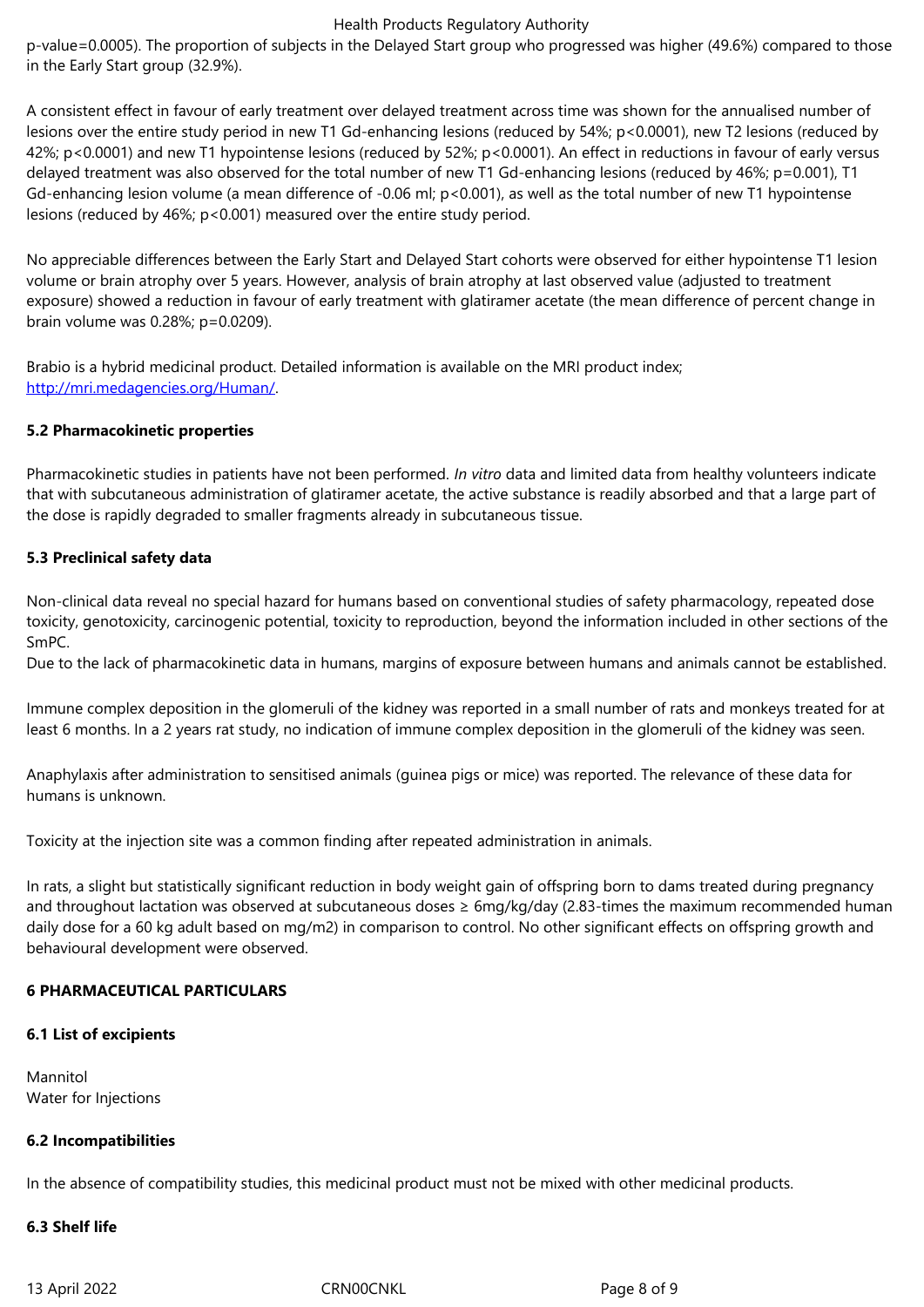p-value=0.0005). The proportion of subjects in the Delayed Start group who progressed was higher (49.6%) compared to those in the Early Start group (32.9%).

A consistent effect in favour of early treatment over delayed treatment across time was shown for the annualised number of lesions over the entire study period in new T1 Gd-enhancing lesions (reduced by 54%; $p<0.0001$), new T2 lesions (reduced by 42%; $p<0.0001$) and new T1 hypointense lesions (reduced by 52%; $p<0.0001$). An effect in reductions in favour of early versus delayed treatment was also observed for the total number of new T1 Gd-enhancing lesions (reduced by 46%; $p=0.001$), T1 Gd-enhancing lesion volume (a mean difference of -0.06 ml; $p<0.001$), as well as the total number of new T1 hypointense lesions (reduced by 46%; $p<0.001$) measured over the entire study period.

No appreciable differences between the Early Start and Delayed Start cohorts were observed for either hypointense T1 lesion volume or brain atrophy over 5 years. However, analysis of brain atrophy at last observed value (adjusted to treatment exposure) showed a reduction in favour of early treatment with glatiramer acetate (the mean difference of percent change in brain volume was 0.28%; $p=0.0209$).

Brabio is a hybrid medicinal product. Detailed information is available on the MRI product index; http://mri.medagencies.org/Human/.

**5.2 Pharmacokinetic properties**

Pharmacokinetic studies in patients have not been performed. *In vitro* data and limited data from healthy volunteers indicate that with subcutaneous administration of glatiramer acetate, the active substance is readily absorbed and that a large part of the dose is rapidly degraded to smaller fragments already in subcutaneous tissue.

**5.3 Preclinical safety data**

Non-clinical data reveal no special hazard for humans based on conventional studies of safety pharmacology, repeated dose toxicity, genotoxicity, carcinogenic potential, toxicity to reproduction, beyond the information included in other sections of the SmPC.
Due to the lack of pharmacokinetic data in humans, margins of exposure between humans and animals cannot be established.

Immune complex deposition in the glomeruli of the kidney was reported in a small number of rats and monkeys treated for at least 6 months. In a 2 years rat study, no indication of immune complex deposition in the glomeruli of the kidney was seen.

Anaphylaxis after administration to sensitised animals (guinea pigs or mice) was reported. The relevance of these data for humans is unknown.

Toxicity at the injection site was a common finding after repeated administration in animals.

In rats, a slight but statistically significant reduction in body weight gain of offspring born to dams treated during pregnancy and throughout lactation was observed at subcutaneous doses ≥ 6mg/kg/day (2.83-times the maximum recommended human daily dose for a 60 kg adult based on mg/m2) in comparison to control. No other significant effects on offspring growth and behavioural development were observed.

**6 PHARMACEUTICAL PARTICULARS**

**6.1 List of excipients**

Mannitol
Water for Injections

**6.2 Incompatibilities**

In the absence of compatibility studies, this medicinal product must not be mixed with other medicinal products.

**6.3 Shelf life**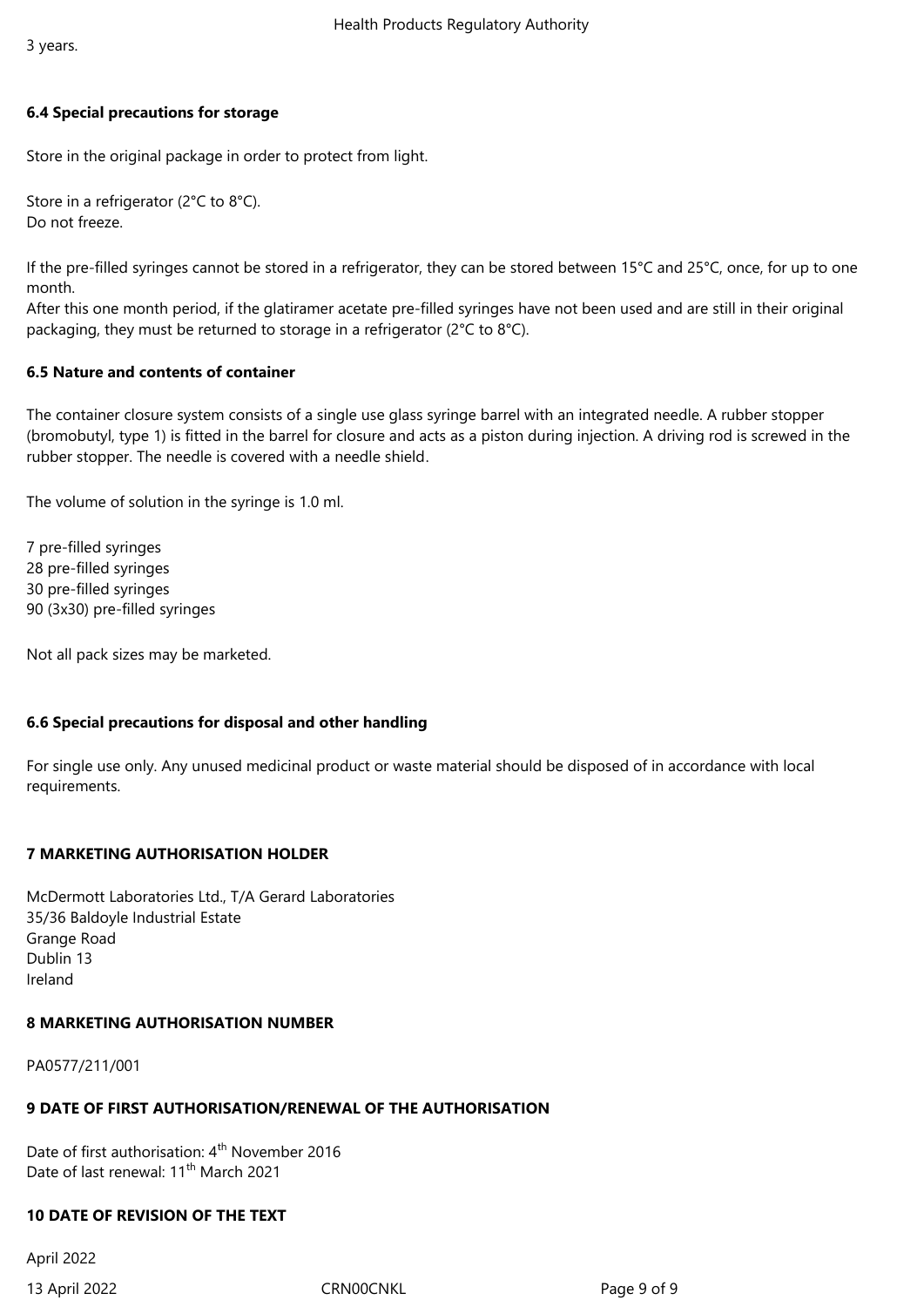3 years.

### 6.4 Special precautions for storage

Store in the original package in order to protect from light.

Store in a refrigerator (2°C to 8°C).
Do not freeze.

If the pre-filled syringes cannot be stored in a refrigerator, they can be stored between 15°C and 25°C, once, for up to one month.
After this one month period, if the glatiramer acetate pre-filled syringes have not been used and are still in their original packaging, they must be returned to storage in a refrigerator (2°C to 8°C).

### 6.5 Nature and contents of container

The container closure system consists of a single use glass syringe barrel with an integrated needle. A rubber stopper (bromobutyl, type 1) is fitted in the barrel for closure and acts as a piston during injection. A driving rod is screwed in the rubber stopper. The needle is covered with a needle shield.

The volume of solution in the syringe is 1.0 ml.

7 pre-filled syringes
28 pre-filled syringes
30 pre-filled syringes
90 (3x30) pre-filled syringes

Not all pack sizes may be marketed.

### 6.6 Special precautions for disposal and other handling

For single use only. Any unused medicinal product or waste material should be disposed of in accordance with local requirements.

## 7 MARKETING AUTHORISATION HOLDER

McDermott Laboratories Ltd., T/A Gerard Laboratories
35/36 Baldoyle Industrial Estate
Grange Road
Dublin 13
Ireland

## 8 MARKETING AUTHORISATION NUMBER

PA0577/211/001

## 9 DATE OF FIRST AUTHORISATION/RENEWAL OF THE AUTHORISATION

Date of first authorisation: 4th November 2016
Date of last renewal: 11th March 2021

## 10 DATE OF REVISION OF THE TEXT

April 2022